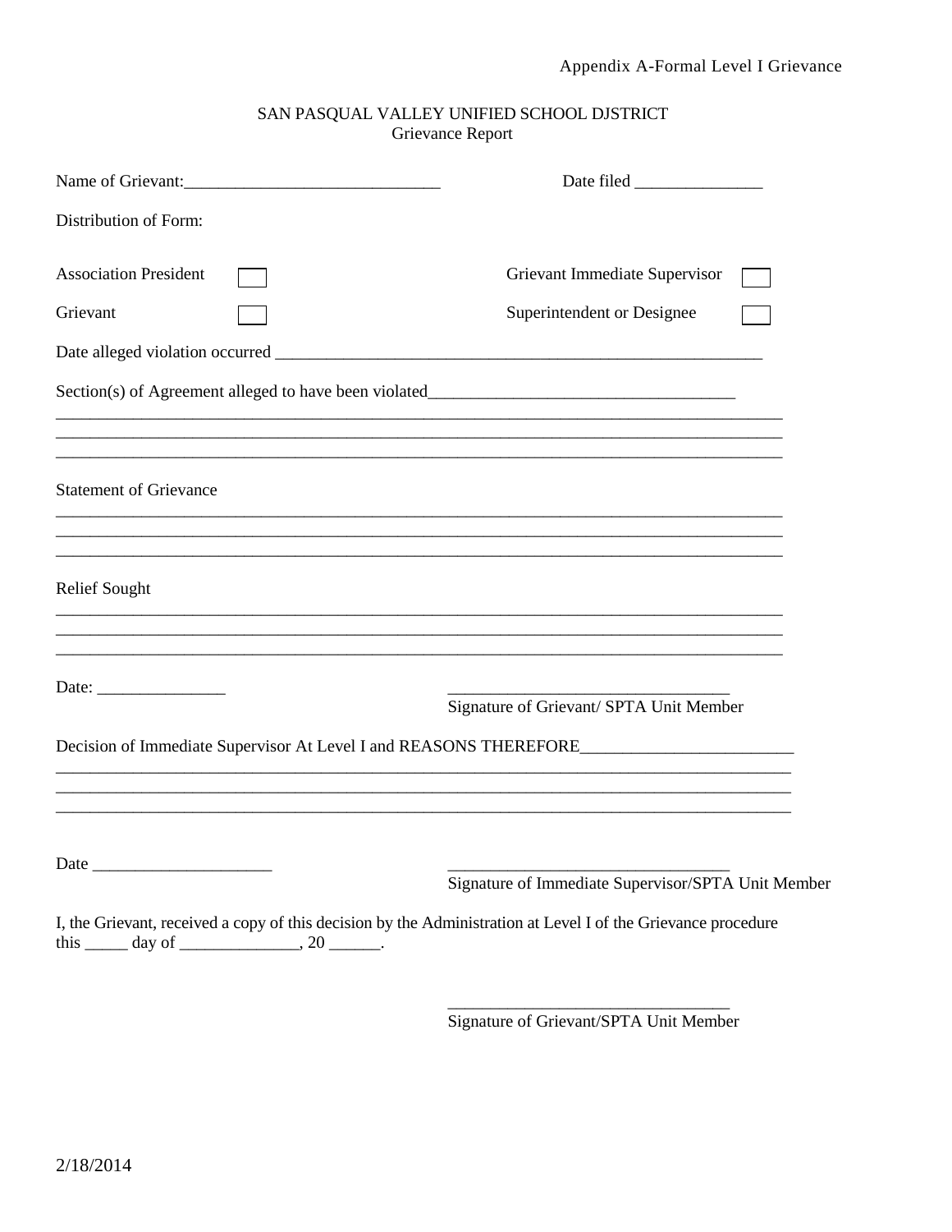Appendix A-Formal Level I Grievance

SAN PASQUAL VALLEY UNIFIED SCHOOL DJSTRICT
Grievance Report

Name of Grievant:_____________________________ Date filed _______________

Distribution of Form:

Association President ☐ Grievant Immediate Supervisor ☐

Grievant ☐ Superintendent or Designee ☐

Date alleged violation occurred ___________________________________________________________

Section(s) of Agreement alleged to have been violated___________________________________
_________________________________________________________________________________________
_________________________________________________________________________________________
_________________________________________________________________________________________

Statement of Grievance
_________________________________________________________________________________________
_________________________________________________________________________________________
_________________________________________________________________________________________

Relief Sought
_________________________________________________________________________________________
_________________________________________________________________________________________
_________________________________________________________________________________________

Date: _______________ _________________________________
Signature of Grievant/ SPTA Unit Member

Decision of Immediate Supervisor At Level I and REASONS THEREFORE________________________
_________________________________________________________________________________________
_________________________________________________________________________________________
_________________________________________________________________________________________

Date _____________________ _________________________________
Signature of Immediate Supervisor/SPTA Unit Member

I, the Grievant, received a copy of this decision by the Administration at Level I of the Grievance procedure this _____ day of ______________, 20 ______.

_________________________________
Signature of Grievant/SPTA Unit Member

2/18/2014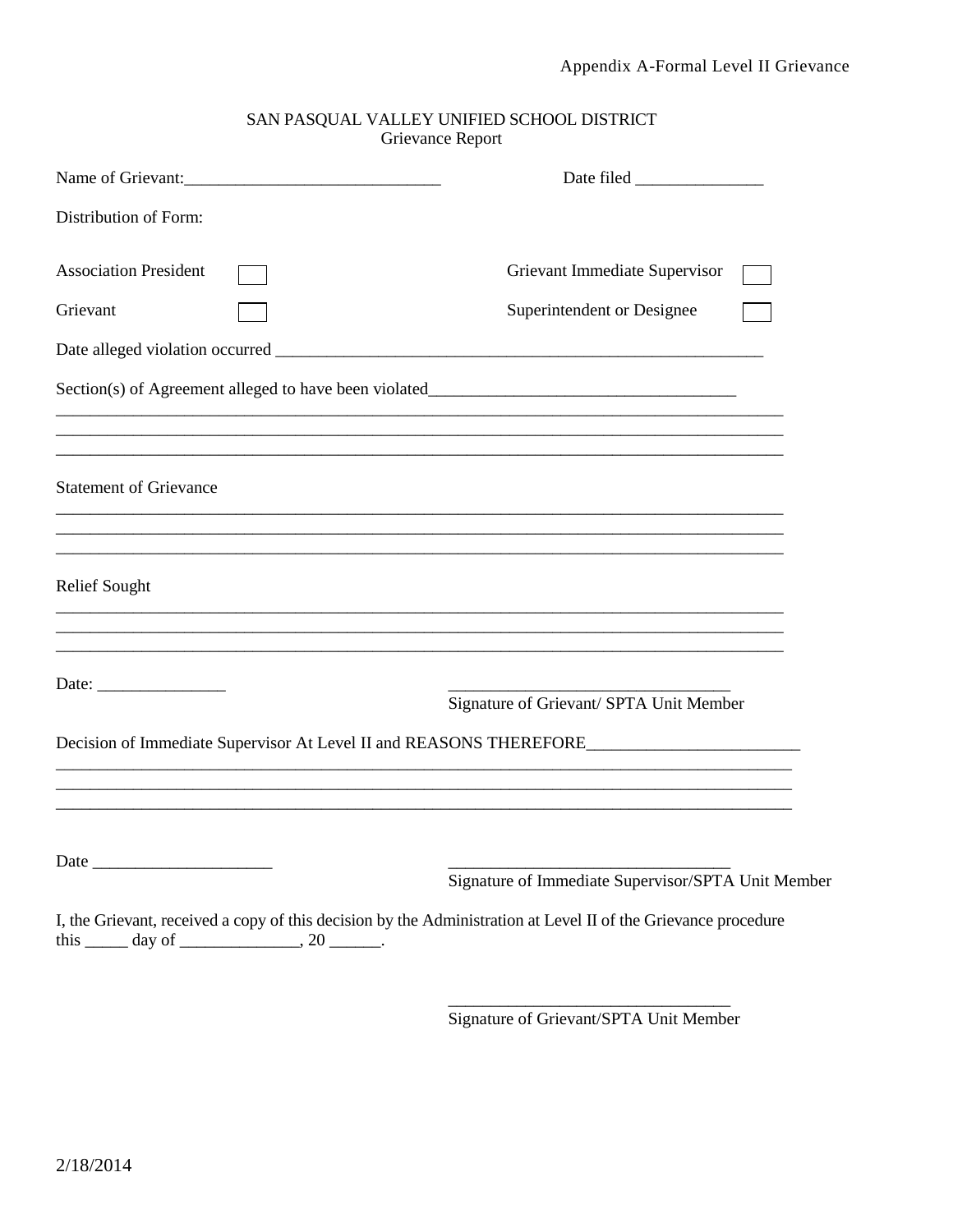Appendix A-Formal Level II Grievance

SAN PASQUAL VALLEY UNIFIED SCHOOL DISTRICT
Grievance Report

Name of Grievant:_____________________________ Date filed _______________

Distribution of Form:

| | | | |
|---|---|---|---|
| Association President | ☐ | Grievant Immediate Supervisor | ☐ |
| Grievant | ☐ | Superintendent or Designee | ☐ |

Date alleged violation occurred ___________________________________________________________

Section(s) of Agreement alleged to have been violated____________________________________
________________________________________________________________________________________
________________________________________________________________________________________
________________________________________________________________________________________

Statement of Grievance
________________________________________________________________________________________
________________________________________________________________________________________
________________________________________________________________________________________

Relief Sought
________________________________________________________________________________________
________________________________________________________________________________________
________________________________________________________________________________________

Date: _______________ _________________________________
Signature of Grievant/ SPTA Unit Member

Decision of Immediate Supervisor At Level II and REASONS THEREFORE_________________________
________________________________________________________________________________________
________________________________________________________________________________________
________________________________________________________________________________________

Date _____________________ _________________________________
Signature of Immediate Supervisor/SPTA Unit Member

I, the Grievant, received a copy of this decision by the Administration at Level II of the Grievance procedure this _____ day of ______________, 20 ______.

_________________________________
Signature of Grievant/SPTA Unit Member

2/18/2014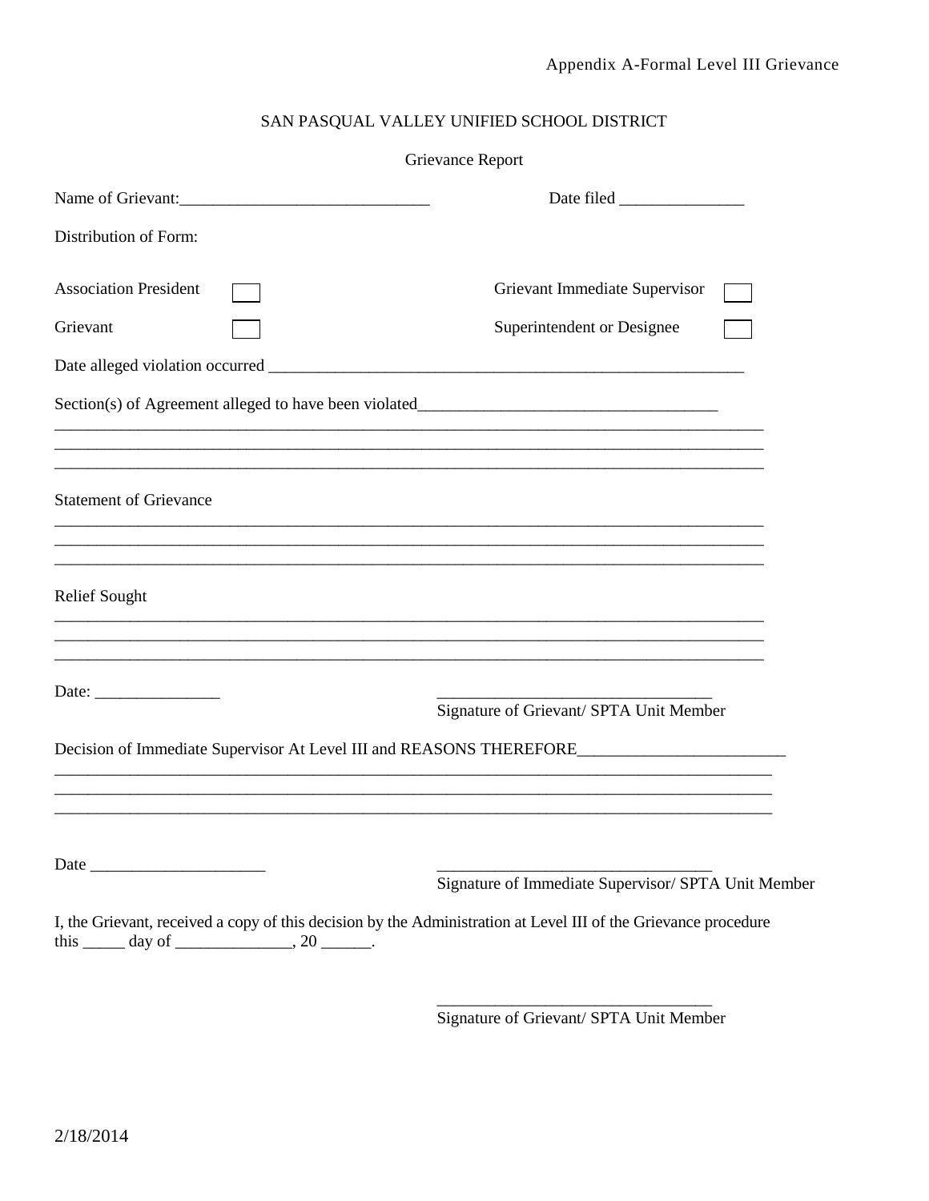Appendix A-Formal Level III Grievance

# SAN PASQUAL VALLEY UNIFIED SCHOOL DISTRICT

## Grievance Report

Name of Grievant:_____________________________ Date filed _______________

Distribution of Form:

| | | | |
|---|---|---|---|
| Association President | ☐ | Grievant Immediate Supervisor | ☐ |
| Grievant | ☐ | Superintendent or Designee | ☐ |

Date alleged violation occurred ____________________________________________________________

Section(s) of Agreement alleged to have been violated___________________________________
_____________________________________________________________________________________
_____________________________________________________________________________________
_____________________________________________________________________________________

Statement of Grievance
_____________________________________________________________________________________
_____________________________________________________________________________________
_____________________________________________________________________________________

Relief Sought
_____________________________________________________________________________________
_____________________________________________________________________________________
_____________________________________________________________________________________

Date: _______________ _________________________________
Signature of Grievant/ SPTA Unit Member

Decision of Immediate Supervisor At Level III and REASONS THEREFORE_________________________
_____________________________________________________________________________________
_____________________________________________________________________________________
_____________________________________________________________________________________

Date _____________________ _________________________________
Signature of Immediate Supervisor/ SPTA Unit Member

I, the Grievant, received a copy of this decision by the Administration at Level III of the Grievance procedure this _____ day of ______________, 20 ______.

_________________________________
Signature of Grievant/ SPTA Unit Member

2/18/2014